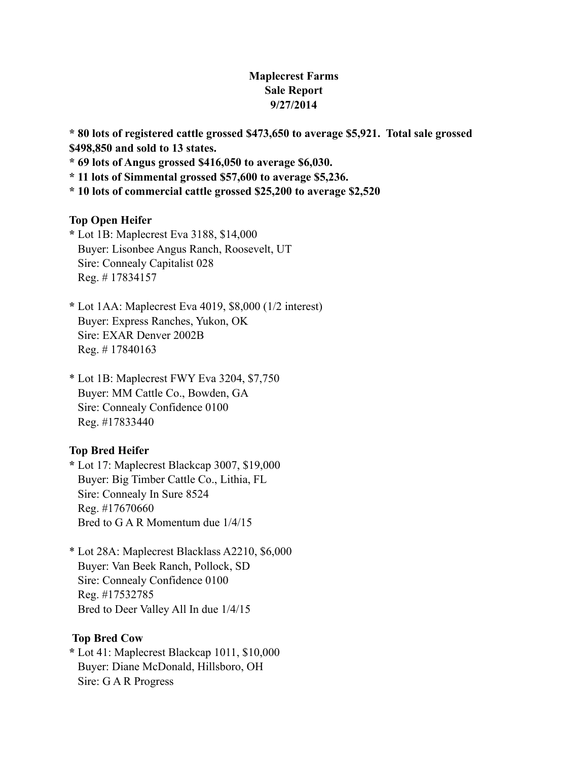**Maplecrest Farms**
**Sale Report**
**9/27/2014**

**\* 80 lots of registered cattle grossed $473,650 to average $5,921. Total sale grossed $498,850 and sold to 13 states.**
**\* 69 lots of Angus grossed $416,050 to average $6,030.**
**\* 11 lots of Simmental grossed $57,600 to average $5,236.**
**\* 10 lots of commercial cattle grossed $25,200 to average $2,520**

**Top Open Heifer**

\* Lot 1B: Maplecrest Eva 3188, $14,000
Buyer: Lisonbee Angus Ranch, Roosevelt, UT
Sire: Connealy Capitalist 028
Reg. # 17834157

\* Lot 1AA: Maplecrest Eva 4019, $8,000 (1/2 interest)
Buyer: Express Ranches, Yukon, OK
Sire: EXAR Denver 2002B
Reg. # 17840163

\* Lot 1B: Maplecrest FWY Eva 3204, $7,750
Buyer: MM Cattle Co., Bowden, GA
Sire: Connealy Confidence 0100
Reg. #17833440

**Top Bred Heifer**

\* Lot 17: Maplecrest Blackcap 3007, $19,000
Buyer: Big Timber Cattle Co., Lithia, FL
Sire: Connealy In Sure 8524
Reg. #17670660
Bred to G A R Momentum due 1/4/15

\* Lot 28A: Maplecrest Blacklass A2210, $6,000
Buyer: Van Beek Ranch, Pollock, SD
Sire: Connealy Confidence 0100
Reg. #17532785
Bred to Deer Valley All In due 1/4/15

**Top Bred Cow**

\* Lot 41: Maplecrest Blackcap 1011, $10,000
Buyer: Diane McDonald, Hillsboro, OH
Sire: G A R Progress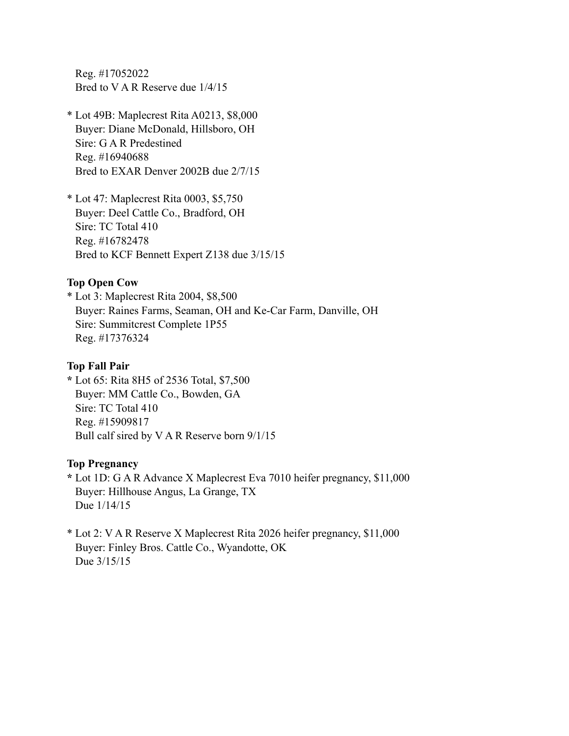Reg. #17052022
Bred to V A R Reserve due 1/4/15

* Lot 49B: Maplecrest Rita A0213, $8,000
  Buyer: Diane McDonald, Hillsboro, OH
  Sire: G A R Predestined
  Reg. #16940688
  Bred to EXAR Denver 2002B due 2/7/15

* Lot 47: Maplecrest Rita 0003, $5,750
  Buyer: Deel Cattle Co., Bradford, OH
  Sire: TC Total 410
  Reg. #16782478
  Bred to KCF Bennett Expert Z138 due 3/15/15

**Top Open Cow**

* Lot 3: Maplecrest Rita 2004, $8,500
  Buyer: Raines Farms, Seaman, OH and Ke-Car Farm, Danville, OH
  Sire: Summitcrest Complete 1P55
  Reg. #17376324

**Top Fall Pair**

* Lot 65: Rita 8H5 of 2536 Total, $7,500
  Buyer: MM Cattle Co., Bowden, GA
  Sire: TC Total 410
  Reg. #15909817
  Bull calf sired by V A R Reserve born 9/1/15

**Top Pregnancy**

* Lot 1D: G A R Advance X Maplecrest Eva 7010 heifer pregnancy, $11,000
  Buyer: Hillhouse Angus, La Grange, TX
  Due 1/14/15

* Lot 2: V A R Reserve X Maplecrest Rita 2026 heifer pregnancy, $11,000
  Buyer: Finley Bros. Cattle Co., Wyandotte, OK
  Due 3/15/15